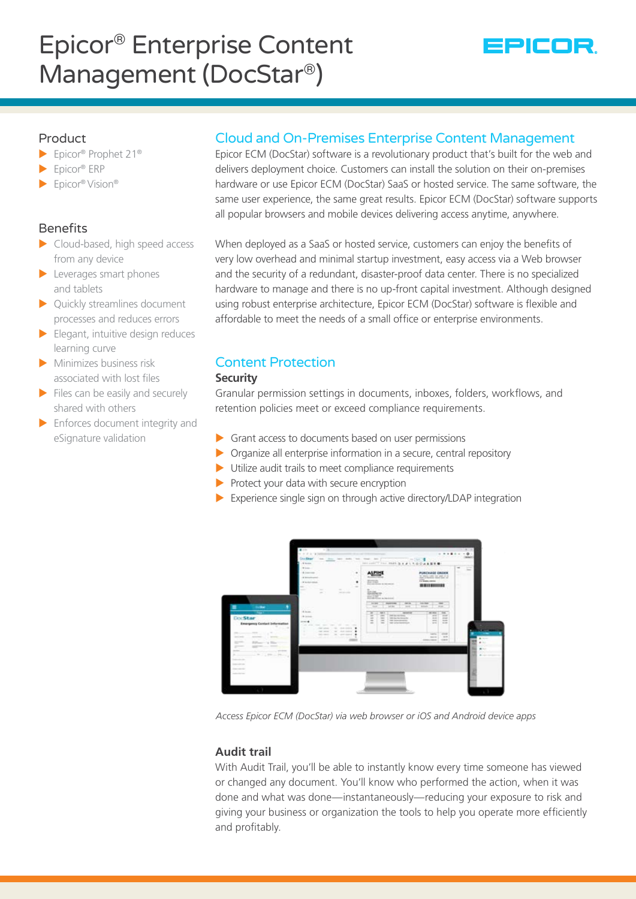# Epicor® Enterprise Content Management (DocStar®)

## Product

- Epicor® Prophet 21®
- Epicor® ERP
- Epicor® Vision®

## Benefits

- Cloud-based, high speed access from any device
- Leverages smart phones and tablets
- Quickly streamlines document processes and reduces errors
- Elegant, intuitive design reduces learning curve
- Minimizes business risk associated with lost files
- Files can be easily and securely shared with others
- Enforces document integrity and eSignature validation

## Cloud and On-Premises Enterprise Content Management

Epicor ECM (DocStar) software is a revolutionary product that's built for the web and delivers deployment choice. Customers can install the solution on their on-premises hardware or use Epicor ECM (DocStar) SaaS or hosted service. The same software, the same user experience, the same great results. Epicor ECM (DocStar) software supports all popular browsers and mobile devices delivering access anytime, anywhere.

When deployed as a SaaS or hosted service, customers can enjoy the benefits of very low overhead and minimal startup investment, easy access via a Web browser and the security of a redundant, disaster-proof data center. There is no specialized hardware to manage and there is no up-front capital investment. Although designed using robust enterprise architecture, Epicor ECM (DocStar) software is flexible and affordable to meet the needs of a small office or enterprise environments.

## Content Protection

### Security

Granular permission settings in documents, inboxes, folders, workflows, and retention policies meet or exceed compliance requirements.

- Grant access to documents based on user permissions
- Organize all enterprise information in a secure, central repository
- Utilize audit trails to meet compliance requirements
- Protect your data with secure encryption
- Experience single sign on through active directory/LDAP integration

*Access Epicor ECM (DocStar) via web browser or iOS and Android device apps*

### Audit trail

With Audit Trail, you'll be able to instantly know every time someone has viewed or changed any document. You'll know who performed the action, when it was done and what was done—instantaneously—reducing your exposure to risk and giving your business or organization the tools to help you operate more efficiently and profitably.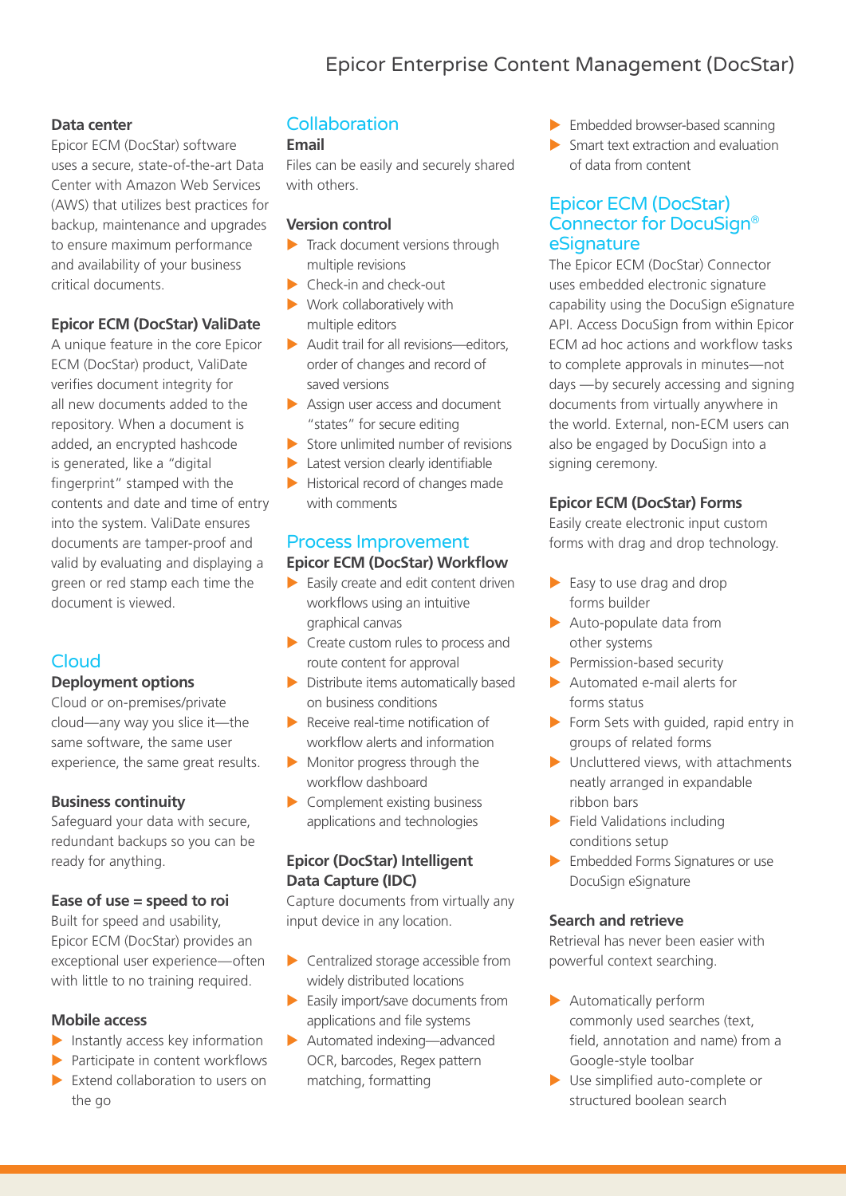### Data center

Epicor ECM (DocStar) software uses a secure, state-of-the-art Data Center with Amazon Web Services (AWS) that utilizes best practices for backup, maintenance and upgrades to ensure maximum performance and availability of your business critical documents.

### Epicor ECM (DocStar) ValiDate

A unique feature in the core Epicor ECM (DocStar) product, ValiDate verifies document integrity for all new documents added to the repository. When a document is added, an encrypted hashcode is generated, like a "digital fingerprint" stamped with the contents and date and time of entry into the system. ValiDate ensures documents are tamper-proof and valid by evaluating and displaying a green or red stamp each time the document is viewed.

## Cloud

### Deployment options

Cloud or on-premises/private cloud—any way you slice it—the same software, the same user experience, the same great results.

### Business continuity

Safeguard your data with secure, redundant backups so you can be ready for anything.

### Ease of use = speed to roi

Built for speed and usability, Epicor ECM (DocStar) provides an exceptional user experience—often with little to no training required.

### Mobile access

- Instantly access key information
- Participate in content workflows
- Extend collaboration to users on the go

## Collaboration

### Email

Files can be easily and securely shared with others.

### Version control

- Track document versions through multiple revisions
- Check-in and check-out
- Work collaboratively with multiple editors
- Audit trail for all revisions—editors, order of changes and record of saved versions
- Assign user access and document "states" for secure editing
- Store unlimited number of revisions
- Latest version clearly identifiable
- Historical record of changes made with comments

## Process Improvement

### Epicor ECM (DocStar) Workflow

- Easily create and edit content driven workflows using an intuitive graphical canvas
- Create custom rules to process and route content for approval
- Distribute items automatically based on business conditions
- Receive real-time notification of workflow alerts and information
- Monitor progress through the workflow dashboard
- Complement existing business applications and technologies

### Epicor (DocStar) Intelligent Data Capture (IDC)

Capture documents from virtually any input device in any location.

- Centralized storage accessible from widely distributed locations
- Easily import/save documents from applications and file systems
- Automated indexing—advanced OCR, barcodes, Regex pattern matching, formatting
- Embedded browser-based scanning
- Smart text extraction and evaluation of data from content

## Epicor ECM (DocStar) Connector for DocuSign® eSignature

The Epicor ECM (DocStar) Connector uses embedded electronic signature capability using the DocuSign eSignature API. Access DocuSign from within Epicor ECM ad hoc actions and workflow tasks to complete approvals in minutes—not days —by securely accessing and signing documents from virtually anywhere in the world. External, non-ECM users can also be engaged by DocuSign into a signing ceremony.

### Epicor ECM (DocStar) Forms

Easily create electronic input custom forms with drag and drop technology.

- Easy to use drag and drop forms builder
- Auto-populate data from other systems
- Permission-based security
- Automated e-mail alerts for forms status
- Form Sets with guided, rapid entry in groups of related forms
- Uncluttered views, with attachments neatly arranged in expandable ribbon bars
- Field Validations including conditions setup
- Embedded Forms Signatures or use DocuSign eSignature

### Search and retrieve

Retrieval has never been easier with powerful context searching.

- Automatically perform commonly used searches (text, field, annotation and name) from a Google-style toolbar
- Use simplified auto-complete or structured boolean search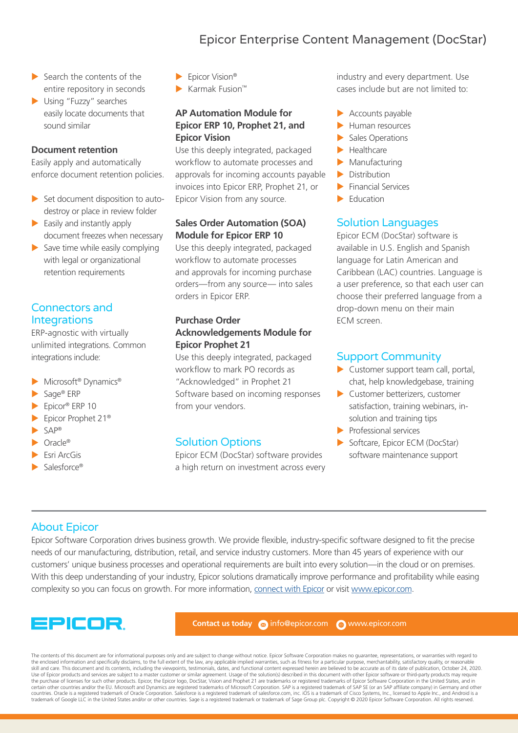- Search the contents of the entire repository in seconds
- Using "Fuzzy" searches easily locate documents that sound similar

**Document retention**

Easily apply and automatically enforce document retention policies.

- Set document disposition to auto-destroy or place in review folder
- Easily and instantly apply document freezes when necessary
- Save time while easily complying with legal or organizational retention requirements

## Connectors and Integrations

ERP-agnostic with virtually unlimited integrations. Common integrations include:

- Microsoft® Dynamics®
- Sage® ERP
- Epicor® ERP 10
- Epicor Prophet 21®
- SAP®
- Oracle®
- Esri ArcGis
- Salesforce®
- Epicor Vision®
- Karmak Fusion™

**AP Automation Module for Epicor ERP 10, Prophet 21, and Epicor Vision**

Use this deeply integrated, packaged workflow to automate processes and approvals for incoming accounts payable invoices into Epicor ERP, Prophet 21, or Epicor Vision from any source.

**Sales Order Automation (SOA) Module for Epicor ERP 10**

Use this deeply integrated, packaged workflow to automate processes and approvals for incoming purchase orders—from any source— into sales orders in Epicor ERP.

**Purchase Order Acknowledgements Module for Epicor Prophet 21**

Use this deeply integrated, packaged workflow to mark PO records as "Acknowledged" in Prophet 21 Software based on incoming responses from your vendors.

## Solution Options

Epicor ECM (DocStar) software provides a high return on investment across every industry and every department. Use cases include but are not limited to:

- Accounts payable
- Human resources
- Sales Operations
- Healthcare
- Manufacturing
- Distribution
- Financial Services
- Education

## Solution Languages

Epicor ECM (DocStar) software is available in U.S. English and Spanish language for Latin American and Caribbean (LAC) countries. Language is a user preference, so that each user can choose their preferred language from a drop-down menu on their main ECM screen.

## Support Community

- Customer support team call, portal, chat, help knowledgebase, training
- Customer betterizers, customer satisfaction, training webinars, in-solution and training tips
- Professional services
- Softcare, Epicor ECM (DocStar) software maintenance support

## About Epicor

Epicor Software Corporation drives business growth. We provide flexible, industry-specific software designed to fit the precise needs of our manufacturing, distribution, retail, and service industry customers. More than 45 years of experience with our customers' unique business processes and operational requirements are built into every solution—in the cloud or on premises. With this deep understanding of your industry, Epicor solutions dramatically improve performance and profitability while easing complexity so you can focus on growth. For more information, connect with Epicor or visit www.epicor.com.

EPICOR

**Contact us today** info@epicor.com www.epicor.com

The contents of this document are for informational purposes only and are subject to change without notice. Epicor Software Corporation makes no guarantee, representations, or warranties with regard to the enclosed information and specifically disclaims, to the full extent of the law, any applicable implied warranties, such as fitness for a particular purpose, merchantability, satisfactory quality, or reasonable skill and care. This document and its contents, including the viewpoints, testimonials, dates, and functional content expressed herein are believed to be accurate as of its date of publication, October 24, 2020. Use of Epicor products and services are subject to a master customer or similar agreement. Usage of the solution(s) described in this document with other Epicor software or third-party products may require the purchase of licenses for such other products. Epicor, the Epicor logo, DocStar, Vision and Prophet 21 are trademarks or registered trademarks of Epicor Software Corporation in the United States, and in certain other countries and/or the EU. Microsoft and Dynamics are registered trademarks of Microsoft Corporation. SAP is a registered trademark of SAP SE (or an SAP affiliate company) in Germany and other countries. Oracle is a registered trademark of Oracle Corporation. Salesforce is a registered trademark of salesforce.com, inc. iOS is a trademark of Cisco Systems, Inc., licensed to Apple Inc., and Android is a trademark of Google LLC in the United States and/or or other countries. Sage is a registered trademark or trademark of Sage Group plc. Copyright © 2020 Epicor Software Corporation. All rights reserved.